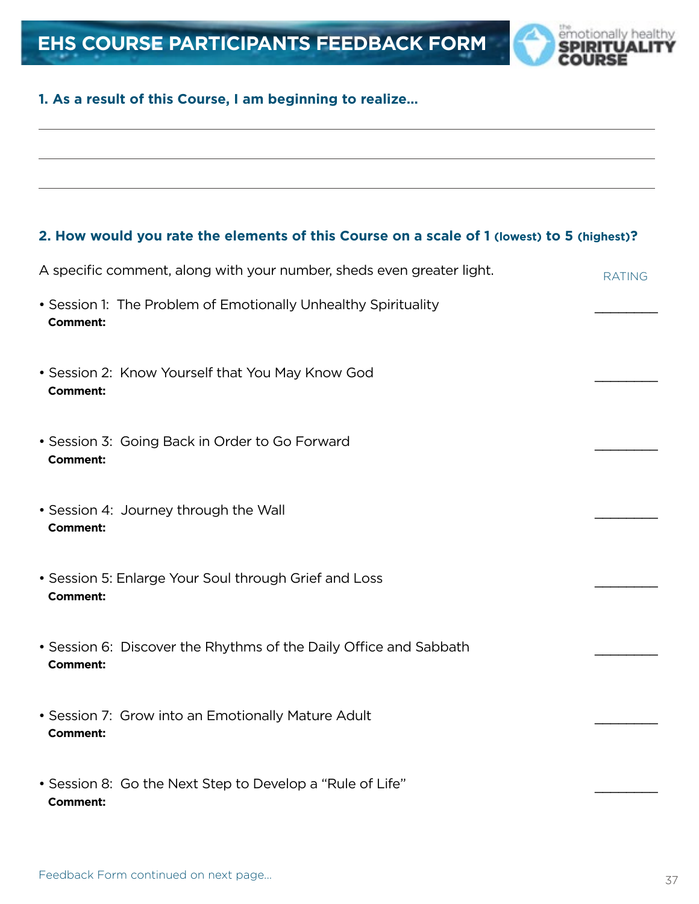# EHS COURSE PARTICIPANTS FEEDBACK FORM

## 1. As a result of this Course, I am beginning to realize...

______________________________________________________________________________

______________________________________________________________________________

______________________________________________________________________________

## 2. How would you rate the elements of this Course on a scale of 1 (lowest) to 5 (highest)?

A specific comment, along with your number, sheds even greater light.

| | RATING |
|---|---|
| • Session 1: The Problem of Emotionally Unhealthy Spirituality<br>**Comment:** | _________ |
| • Session 2: Know Yourself that You May Know God<br>**Comment:** | _________ |
| • Session 3: Going Back in Order to Go Forward<br>**Comment:** | _________ |
| • Session 4: Journey through the Wall<br>**Comment:** | _________ |
| • Session 5: Enlarge Your Soul through Grief and Loss<br>**Comment:** | _________ |
| • Session 6: Discover the Rhythms of the Daily Office and Sabbath<br>**Comment:** | _________ |
| • Session 7: Grow into an Emotionally Mature Adult<br>**Comment:** | _________ |
| • Session 8: Go the Next Step to Develop a "Rule of Life"<br>**Comment:** | _________ |

Feedback Form continued on next page...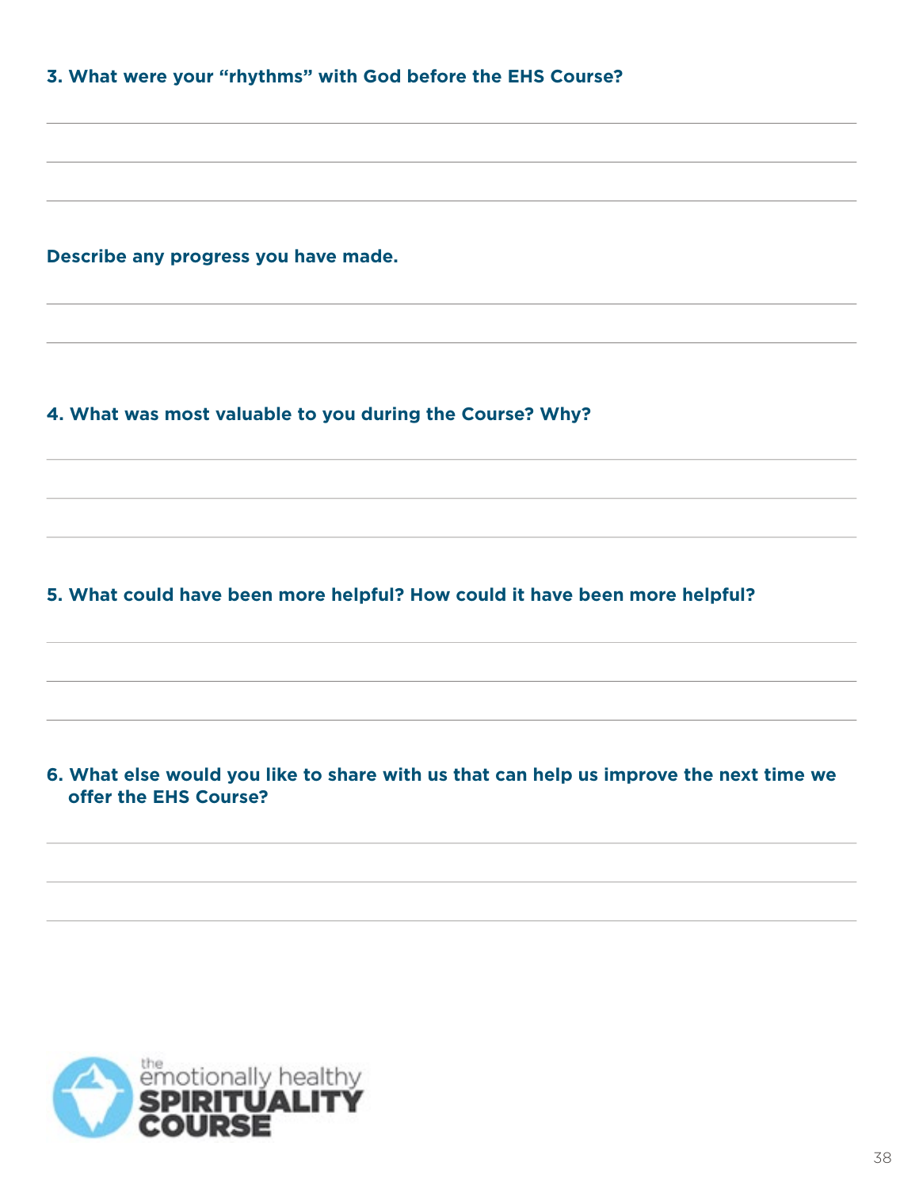**3. What were your "rhythms" with God before the EHS Course?**

**Describe any progress you have made.**

**4. What was most valuable to you during the Course? Why?**

**5. What could have been more helpful? How could it have been more helpful?**

**6. What else would you like to share with us that can help us improve the next time we offer the EHS Course?**

the emotionally healthy SPIRITUALITY COURSE